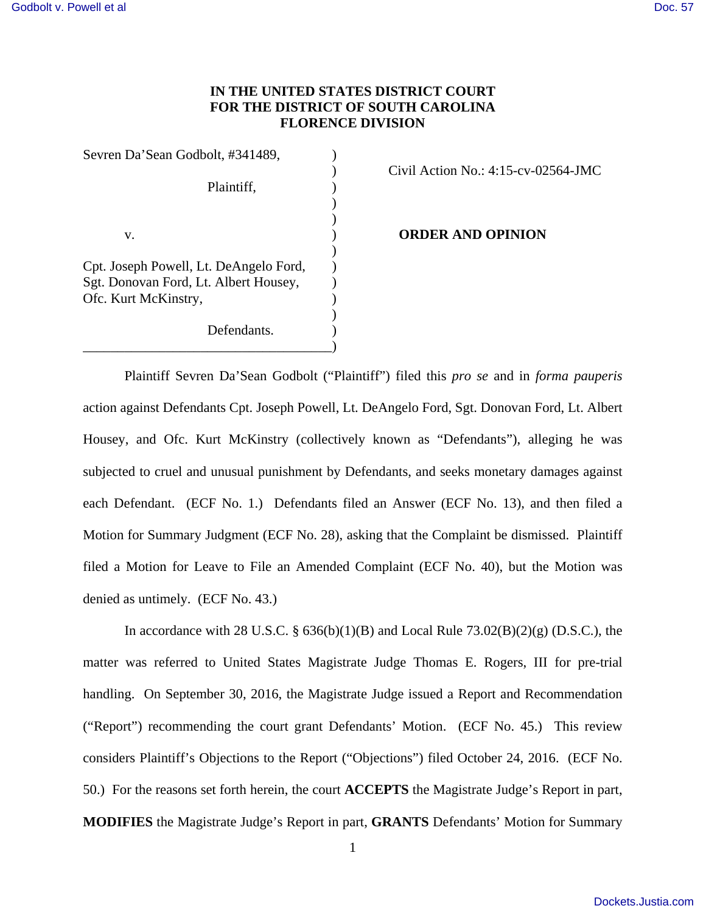**IN THE UNITED STATES DISTRICT COURT**
**FOR THE DISTRICT OF SOUTH CAROLINA**
**FLORENCE DIVISION**

Sevren Da'Sean Godbolt, #341489,

Plaintiff,

v.

Cpt. Joseph Powell, Lt. DeAngelo Ford, Sgt. Donovan Ford, Lt. Albert Housey, Ofc. Kurt McKinstry,

Defendants.

Civil Action No.: 4:15-cv-02564-JMC

**ORDER AND OPINION**

Plaintiff Sevren Da'Sean Godbolt ("Plaintiff") filed this *pro se* and in *forma pauperis* action against Defendants Cpt. Joseph Powell, Lt. DeAngelo Ford, Sgt. Donovan Ford, Lt. Albert Housey, and Ofc. Kurt McKinstry (collectively known as "Defendants"), alleging he was subjected to cruel and unusual punishment by Defendants, and seeks monetary damages against each Defendant. (ECF No. 1.) Defendants filed an Answer (ECF No. 13), and then filed a Motion for Summary Judgment (ECF No. 28), asking that the Complaint be dismissed. Plaintiff filed a Motion for Leave to File an Amended Complaint (ECF No. 40), but the Motion was denied as untimely. (ECF No. 43.)

In accordance with 28 U.S.C. § 636(b)(1)(B) and Local Rule 73.02(B)(2)(g) (D.S.C.), the matter was referred to United States Magistrate Judge Thomas E. Rogers, III for pre-trial handling. On September 30, 2016, the Magistrate Judge issued a Report and Recommendation ("Report") recommending the court grant Defendants' Motion. (ECF No. 45.) This review considers Plaintiff's Objections to the Report ("Objections") filed October 24, 2016. (ECF No. 50.) For the reasons set forth herein, the court **ACCEPTS** the Magistrate Judge's Report in part, **MODIFIES** the Magistrate Judge's Report in part, **GRANTS** Defendants' Motion for Summary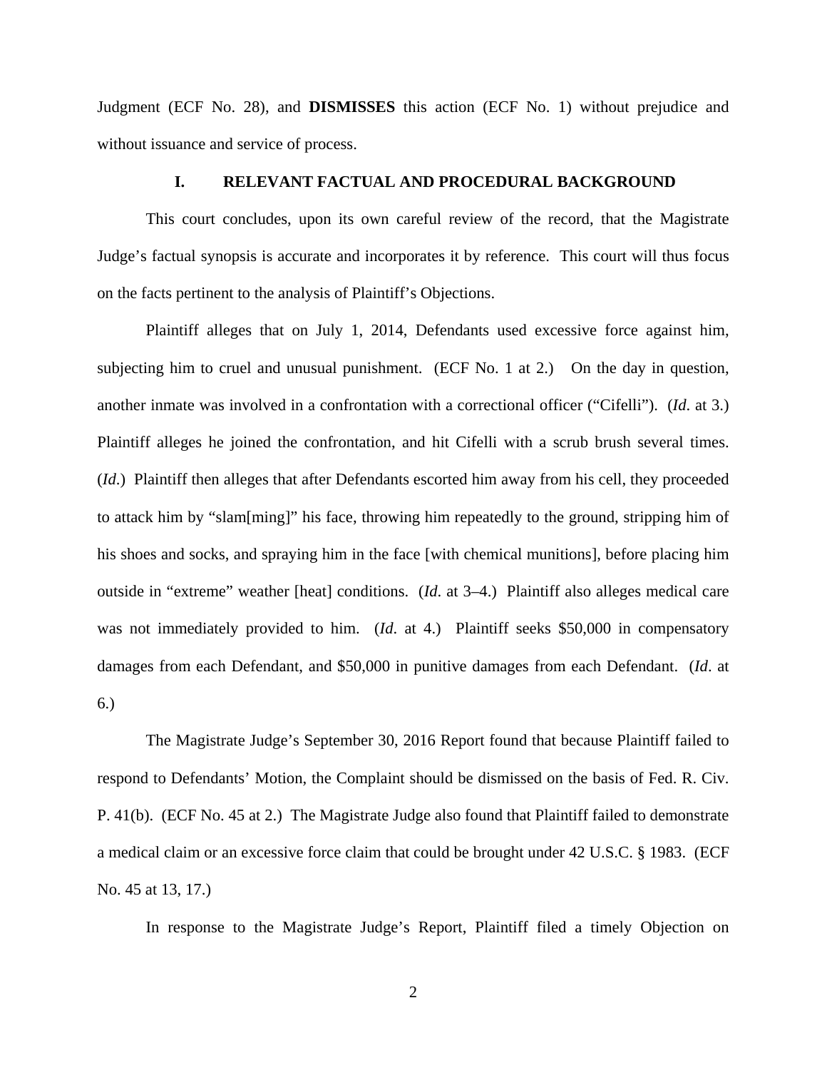Judgment (ECF No. 28), and **DISMISSES** this action (ECF No. 1) without prejudice and without issuance and service of process.

## I. RELEVANT FACTUAL AND PROCEDURAL BACKGROUND

This court concludes, upon its own careful review of the record, that the Magistrate Judge's factual synopsis is accurate and incorporates it by reference. This court will thus focus on the facts pertinent to the analysis of Plaintiff's Objections.

Plaintiff alleges that on July 1, 2014, Defendants used excessive force against him, subjecting him to cruel and unusual punishment. (ECF No. 1 at 2.) On the day in question, another inmate was involved in a confrontation with a correctional officer ("Cifelli"). (*Id*. at 3.) Plaintiff alleges he joined the confrontation, and hit Cifelli with a scrub brush several times. (*Id*.) Plaintiff then alleges that after Defendants escorted him away from his cell, they proceeded to attack him by "slam[ming]" his face, throwing him repeatedly to the ground, stripping him of his shoes and socks, and spraying him in the face [with chemical munitions], before placing him outside in "extreme" weather [heat] conditions. (*Id*. at 3–4.) Plaintiff also alleges medical care was not immediately provided to him. (*Id*. at 4.) Plaintiff seeks $50,000 in compensatory damages from each Defendant, and $50,000 in punitive damages from each Defendant. (*Id*. at 6.)

The Magistrate Judge's September 30, 2016 Report found that because Plaintiff failed to respond to Defendants' Motion, the Complaint should be dismissed on the basis of Fed. R. Civ. P. 41(b). (ECF No. 45 at 2.) The Magistrate Judge also found that Plaintiff failed to demonstrate a medical claim or an excessive force claim that could be brought under 42 U.S.C. § 1983. (ECF No. 45 at 13, 17.)

In response to the Magistrate Judge's Report, Plaintiff filed a timely Objection on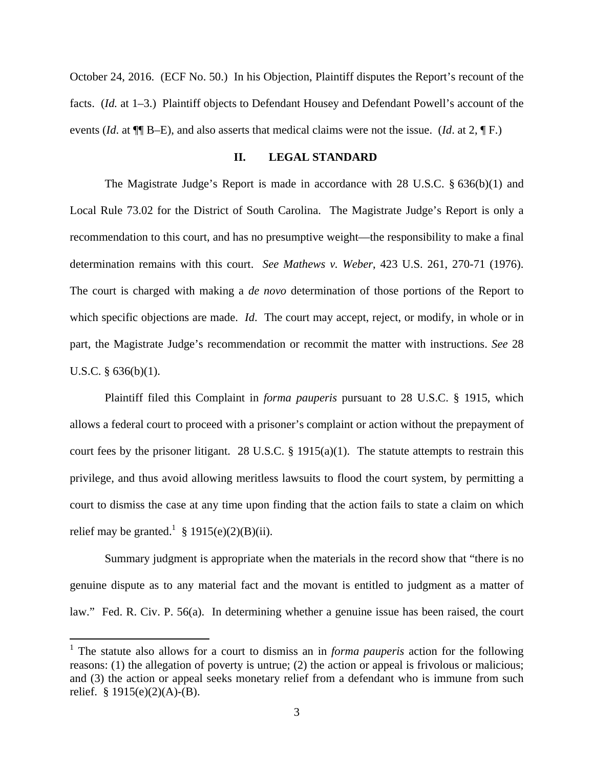October 24, 2016. (ECF No. 50.) In his Objection, Plaintiff disputes the Report's recount of the facts. (*Id.* at 1–3.) Plaintiff objects to Defendant Housey and Defendant Powell's account of the events (*Id*. at ¶¶ B–E), and also asserts that medical claims were not the issue. (*Id*. at 2, ¶ F.)

## II. LEGAL STANDARD

The Magistrate Judge's Report is made in accordance with 28 U.S.C. § 636(b)(1) and Local Rule 73.02 for the District of South Carolina. The Magistrate Judge's Report is only a recommendation to this court, and has no presumptive weight—the responsibility to make a final determination remains with this court. *See Mathews v. Weber*, 423 U.S. 261, 270-71 (1976). The court is charged with making a *de novo* determination of those portions of the Report to which specific objections are made. *Id*. The court may accept, reject, or modify, in whole or in part, the Magistrate Judge's recommendation or recommit the matter with instructions. *See* 28 U.S.C. § 636(b)(1).

Plaintiff filed this Complaint in *forma pauperis* pursuant to 28 U.S.C. § 1915, which allows a federal court to proceed with a prisoner's complaint or action without the prepayment of court fees by the prisoner litigant. 28 U.S.C. § 1915(a)(1). The statute attempts to restrain this privilege, and thus avoid allowing meritless lawsuits to flood the court system, by permitting a court to dismiss the case at any time upon finding that the action fails to state a claim on which relief may be granted.[1] § 1915(e)(2)(B)(ii).

Summary judgment is appropriate when the materials in the record show that "there is no genuine dispute as to any material fact and the movant is entitled to judgment as a matter of law." Fed. R. Civ. P. 56(a). In determining whether a genuine issue has been raised, the court

---

[1] The statute also allows for a court to dismiss an in *forma pauperis* action for the following reasons: (1) the allegation of poverty is untrue; (2) the action or appeal is frivolous or malicious; and (3) the action or appeal seeks monetary relief from a defendant who is immune from such relief. § 1915(e)(2)(A)-(B).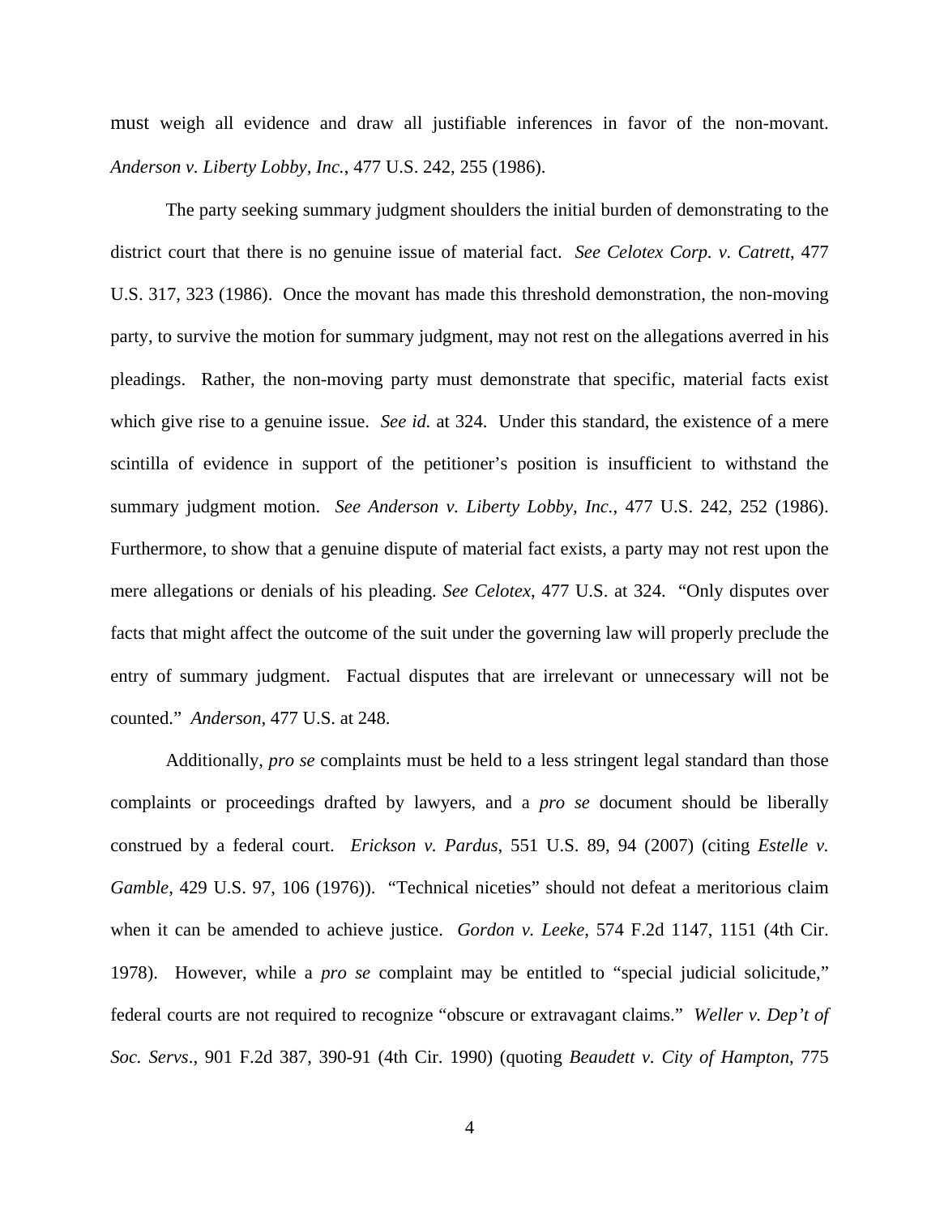must weigh all evidence and draw all justifiable inferences in favor of the non-movant. *Anderson v. Liberty Lobby, Inc.*, 477 U.S. 242, 255 (1986).

The party seeking summary judgment shoulders the initial burden of demonstrating to the district court that there is no genuine issue of material fact. *See Celotex Corp. v. Catrett*, 477 U.S. 317, 323 (1986). Once the movant has made this threshold demonstration, the non-moving party, to survive the motion for summary judgment, may not rest on the allegations averred in his pleadings. Rather, the non-moving party must demonstrate that specific, material facts exist which give rise to a genuine issue. *See id.* at 324. Under this standard, the existence of a mere scintilla of evidence in support of the petitioner's position is insufficient to withstand the summary judgment motion. *See Anderson v. Liberty Lobby, Inc.*, 477 U.S. 242, 252 (1986). Furthermore, to show that a genuine dispute of material fact exists, a party may not rest upon the mere allegations or denials of his pleading. *See Celotex*, 477 U.S. at 324. "Only disputes over facts that might affect the outcome of the suit under the governing law will properly preclude the entry of summary judgment. Factual disputes that are irrelevant or unnecessary will not be counted." *Anderson*, 477 U.S. at 248.

Additionally, *pro se* complaints must be held to a less stringent legal standard than those complaints or proceedings drafted by lawyers, and a *pro se* document should be liberally construed by a federal court. *Erickson v. Pardus*, 551 U.S. 89, 94 (2007) (citing *Estelle v. Gamble*, 429 U.S. 97, 106 (1976)). "Technical niceties" should not defeat a meritorious claim when it can be amended to achieve justice. *Gordon v. Leeke*, 574 F.2d 1147, 1151 (4th Cir. 1978). However, while a *pro se* complaint may be entitled to "special judicial solicitude," federal courts are not required to recognize "obscure or extravagant claims." *Weller v. Dep't of Soc. Servs*., 901 F.2d 387, 390-91 (4th Cir. 1990) (quoting *Beaudett v. City of Hampton*, 775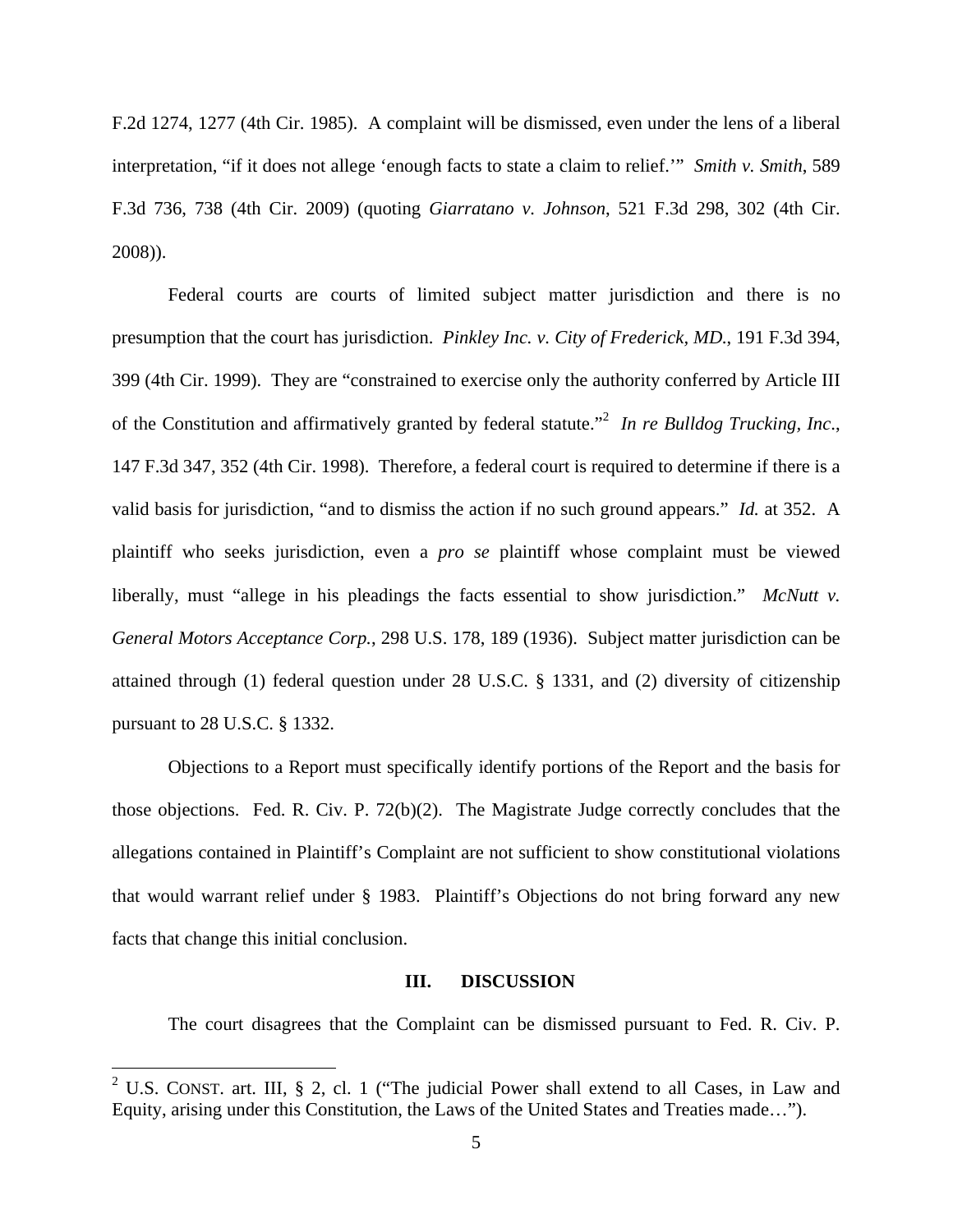F.2d 1274, 1277 (4th Cir. 1985). A complaint will be dismissed, even under the lens of a liberal interpretation, "if it does not allege 'enough facts to state a claim to relief.'" *Smith v. Smith*, 589 F.3d 736, 738 (4th Cir. 2009) (quoting *Giarratano v. Johnson*, 521 F.3d 298, 302 (4th Cir. 2008)).

Federal courts are courts of limited subject matter jurisdiction and there is no presumption that the court has jurisdiction. *Pinkley Inc. v. City of Frederick, MD.*, 191 F.3d 394, 399 (4th Cir. 1999). They are "constrained to exercise only the authority conferred by Article III of the Constitution and affirmatively granted by federal statute."[2] *In re Bulldog Trucking, Inc.*, 147 F.3d 347, 352 (4th Cir. 1998). Therefore, a federal court is required to determine if there is a valid basis for jurisdiction, "and to dismiss the action if no such ground appears." *Id.* at 352. A plaintiff who seeks jurisdiction, even a *pro se* plaintiff whose complaint must be viewed liberally, must "allege in his pleadings the facts essential to show jurisdiction." *McNutt v. General Motors Acceptance Corp.*, 298 U.S. 178, 189 (1936). Subject matter jurisdiction can be attained through (1) federal question under 28 U.S.C. § 1331, and (2) diversity of citizenship pursuant to 28 U.S.C. § 1332.

Objections to a Report must specifically identify portions of the Report and the basis for those objections. Fed. R. Civ. P. 72(b)(2). The Magistrate Judge correctly concludes that the allegations contained in Plaintiff's Complaint are not sufficient to show constitutional violations that would warrant relief under § 1983. Plaintiff's Objections do not bring forward any new facts that change this initial conclusion.

## III. DISCUSSION

The court disagrees that the Complaint can be dismissed pursuant to Fed. R. Civ. P.

---

[2] U.S. CONST. art. III, § 2, cl. 1 ("The judicial Power shall extend to all Cases, in Law and Equity, arising under this Constitution, the Laws of the United States and Treaties made…").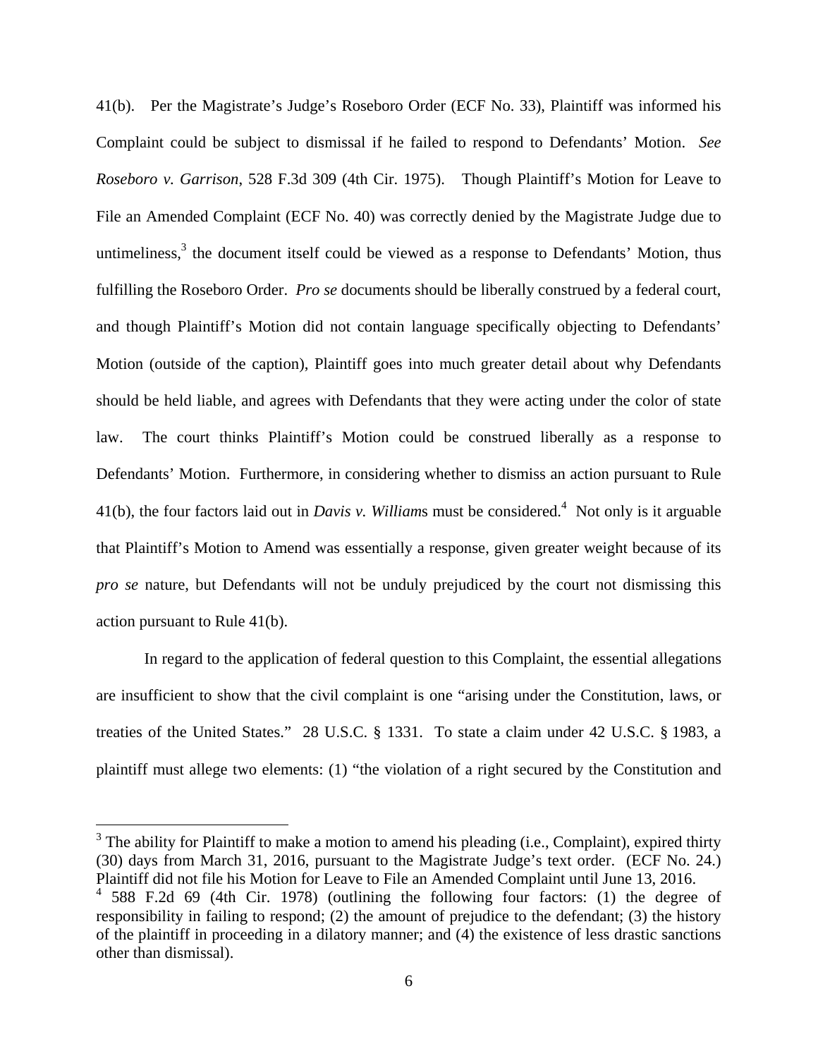41(b). Per the Magistrate's Judge's Roseboro Order (ECF No. 33), Plaintiff was informed his Complaint could be subject to dismissal if he failed to respond to Defendants' Motion. *See Roseboro v. Garrison*, 528 F.3d 309 (4th Cir. 1975). Though Plaintiff's Motion for Leave to File an Amended Complaint (ECF No. 40) was correctly denied by the Magistrate Judge due to untimeliness,[3] the document itself could be viewed as a response to Defendants' Motion, thus fulfilling the Roseboro Order. *Pro se* documents should be liberally construed by a federal court, and though Plaintiff's Motion did not contain language specifically objecting to Defendants' Motion (outside of the caption), Plaintiff goes into much greater detail about why Defendants should be held liable, and agrees with Defendants that they were acting under the color of state law. The court thinks Plaintiff's Motion could be construed liberally as a response to Defendants' Motion. Furthermore, in considering whether to dismiss an action pursuant to Rule 41(b), the four factors laid out in *Davis v. Williams* must be considered.[4] Not only is it arguable that Plaintiff's Motion to Amend was essentially a response, given greater weight because of its *pro se* nature, but Defendants will not be unduly prejudiced by the court not dismissing this action pursuant to Rule 41(b).

In regard to the application of federal question to this Complaint, the essential allegations are insufficient to show that the civil complaint is one "arising under the Constitution, laws, or treaties of the United States." 28 U.S.C. § 1331. To state a claim under 42 U.S.C. § 1983, a plaintiff must allege two elements: (1) "the violation of a right secured by the Constitution and

---

[3] The ability for Plaintiff to make a motion to amend his pleading (i.e., Complaint), expired thirty (30) days from March 31, 2016, pursuant to the Magistrate Judge's text order. (ECF No. 24.) Plaintiff did not file his Motion for Leave to File an Amended Complaint until June 13, 2016.

[4] 588 F.2d 69 (4th Cir. 1978) (outlining the following four factors: (1) the degree of responsibility in failing to respond; (2) the amount of prejudice to the defendant; (3) the history of the plaintiff in proceeding in a dilatory manner; and (4) the existence of less drastic sanctions other than dismissal).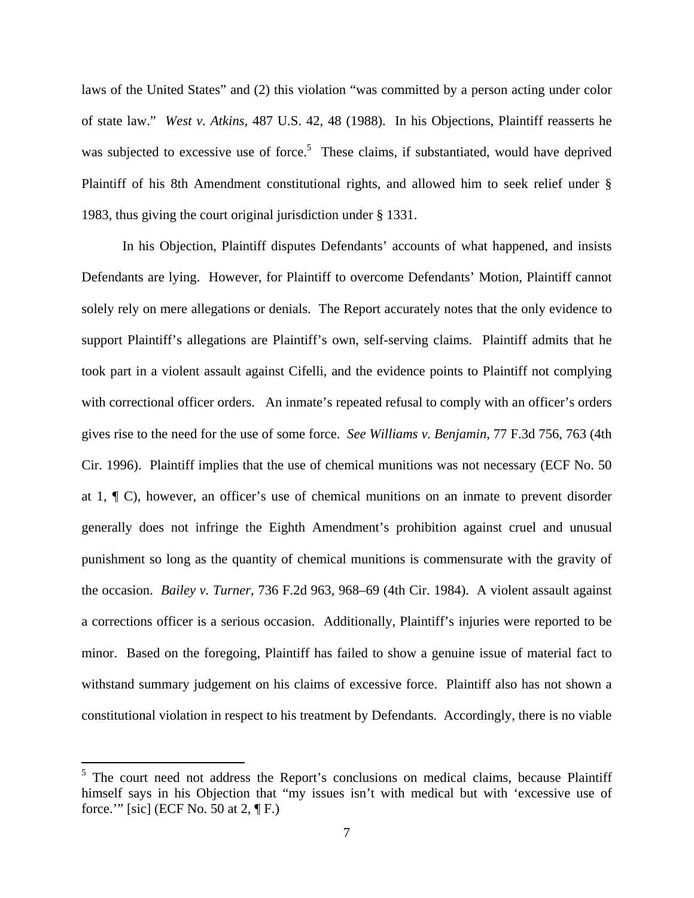laws of the United States" and (2) this violation "was committed by a person acting under color of state law." *West v. Atkins*, 487 U.S. 42, 48 (1988). In his Objections, Plaintiff reasserts he was subjected to excessive use of force.[5] These claims, if substantiated, would have deprived Plaintiff of his 8th Amendment constitutional rights, and allowed him to seek relief under § 1983, thus giving the court original jurisdiction under § 1331.

In his Objection, Plaintiff disputes Defendants' accounts of what happened, and insists Defendants are lying. However, for Plaintiff to overcome Defendants' Motion, Plaintiff cannot solely rely on mere allegations or denials. The Report accurately notes that the only evidence to support Plaintiff's allegations are Plaintiff's own, self-serving claims. Plaintiff admits that he took part in a violent assault against Cifelli, and the evidence points to Plaintiff not complying with correctional officer orders. An inmate's repeated refusal to comply with an officer's orders gives rise to the need for the use of some force. *See Williams v. Benjamin*, 77 F.3d 756, 763 (4th Cir. 1996). Plaintiff implies that the use of chemical munitions was not necessary (ECF No. 50 at 1, ¶ C), however, an officer's use of chemical munitions on an inmate to prevent disorder generally does not infringe the Eighth Amendment's prohibition against cruel and unusual punishment so long as the quantity of chemical munitions is commensurate with the gravity of the occasion. *Bailey v. Turner*, 736 F.2d 963, 968–69 (4th Cir. 1984). A violent assault against a corrections officer is a serious occasion. Additionally, Plaintiff's injuries were reported to be minor. Based on the foregoing, Plaintiff has failed to show a genuine issue of material fact to withstand summary judgement on his claims of excessive force. Plaintiff also has not shown a constitutional violation in respect to his treatment by Defendants. Accordingly, there is no viable

---

[5] The court need not address the Report's conclusions on medical claims, because Plaintiff himself says in his Objection that "my issues isn't with medical but with 'excessive use of force.'" [sic] (ECF No. 50 at 2, ¶ F.)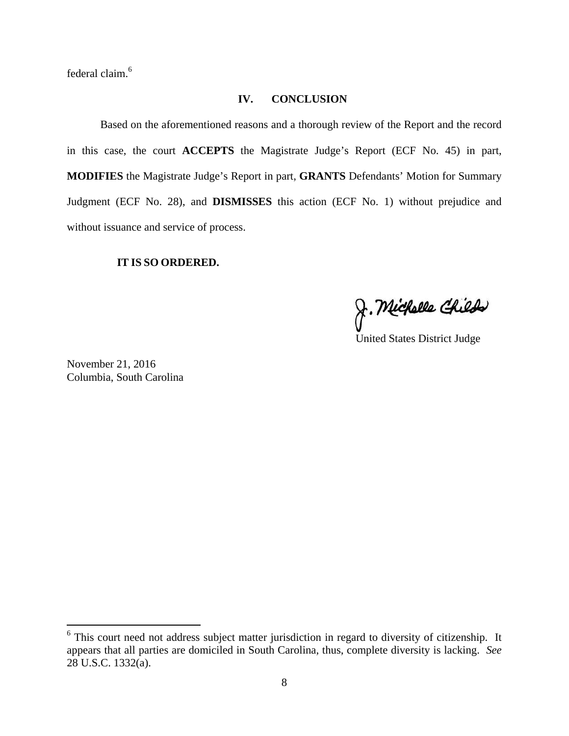federal claim.[6]

## IV. CONCLUSION

Based on the aforementioned reasons and a thorough review of the Report and the record in this case, the court **ACCEPTS** the Magistrate Judge's Report (ECF No. 45) in part, **MODIFIES** the Magistrate Judge's Report in part, **GRANTS** Defendants' Motion for Summary Judgment (ECF No. 28), and **DISMISSES** this action (ECF No. 1) without prejudice and without issuance and service of process.

**IT IS SO ORDERED.**

J. Michelle Childs
United States District Judge

November 21, 2016
Columbia, South Carolina

---

[6] This court need not address subject matter jurisdiction in regard to diversity of citizenship. It appears that all parties are domiciled in South Carolina, thus, complete diversity is lacking. *See* 28 U.S.C. 1332(a).